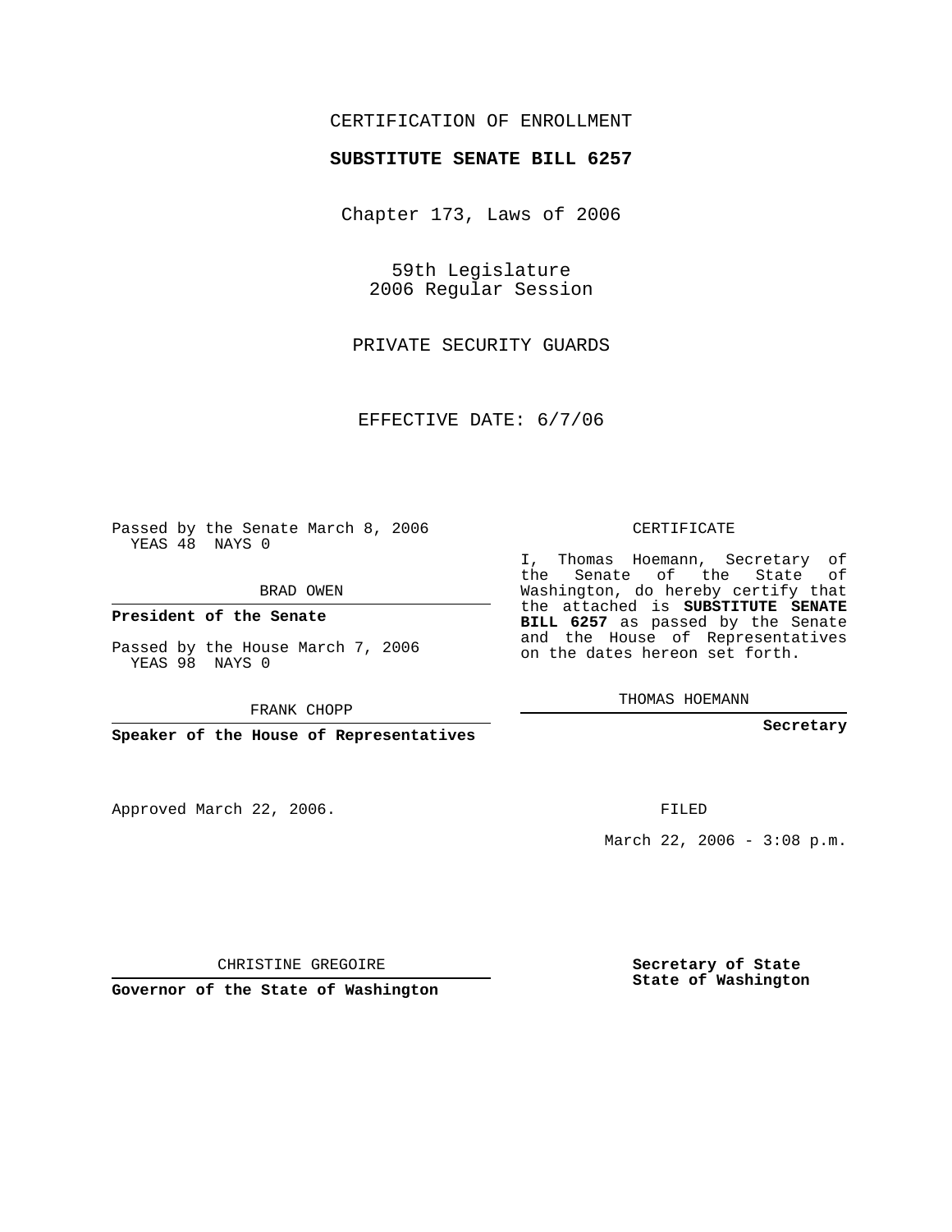CERTIFICATION OF ENROLLMENT

**SUBSTITUTE SENATE BILL 6257**

Chapter 173, Laws of 2006

59th Legislature
2006 Regular Session

PRIVATE SECURITY GUARDS

EFFECTIVE DATE: 6/7/06

Passed by the Senate March 8, 2006
YEAS 48 NAYS 0

BRAD OWEN

**President of the Senate**

Passed by the House March 7, 2006
YEAS 98 NAYS 0

FRANK CHOPP

**Speaker of the House of Representatives**

CERTIFICATE

I, Thomas Hoemann, Secretary of the Senate of the State of Washington, do hereby certify that the attached is **SUBSTITUTE SENATE BILL 6257** as passed by the Senate and the House of Representatives on the dates hereon set forth.

THOMAS HOEMANN

**Secretary**

Approved March 22, 2006.

FILED

March 22, 2006 - 3:08 p.m.

CHRISTINE GREGOIRE

**Governor of the State of Washington**

**Secretary of State**
**State of Washington**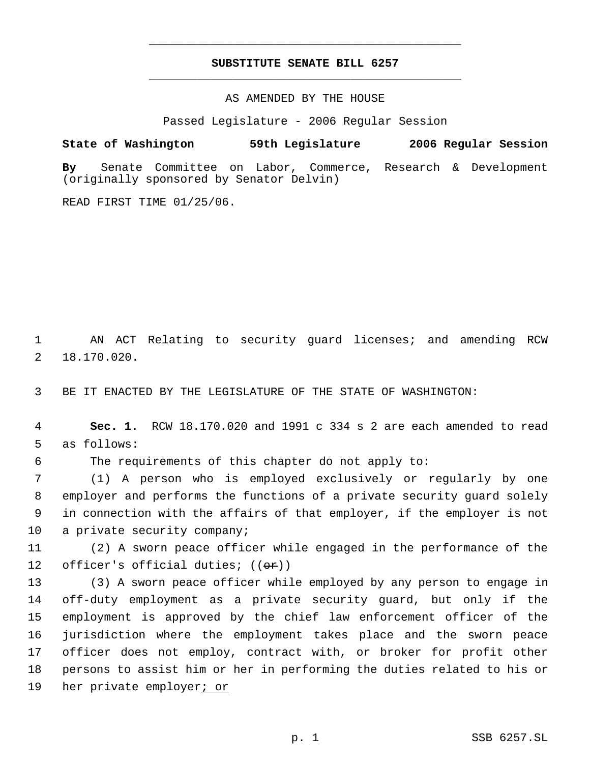# SUBSTITUTE SENATE BILL 6257

AS AMENDED BY THE HOUSE

Passed Legislature - 2006 Regular Session

**State of Washington 59th Legislature 2006 Regular Session**

**By** Senate Committee on Labor, Commerce, Research & Development (originally sponsored by Senator Delvin)

READ FIRST TIME 01/25/06.

AN ACT Relating to security guard licenses; and amending RCW 18.170.020.

BE IT ENACTED BY THE LEGISLATURE OF THE STATE OF WASHINGTON:

**Sec. 1.** RCW 18.170.020 and 1991 c 334 s 2 are each amended to read as follows:

The requirements of this chapter do not apply to:

(1) A person who is employed exclusively or regularly by one employer and performs the functions of a private security guard solely in connection with the affairs of that employer, if the employer is not a private security company;

(2) A sworn peace officer while engaged in the performance of the officer's official duties; ((~~or~~))

(3) A sworn peace officer while employed by any person to engage in off-duty employment as a private security guard, but only if the employment is approved by the chief law enforcement officer of the jurisdiction where the employment takes place and the sworn peace officer does not employ, contract with, or broker for profit other persons to assist him or her in performing the duties related to his or her private employer<u>; or</u>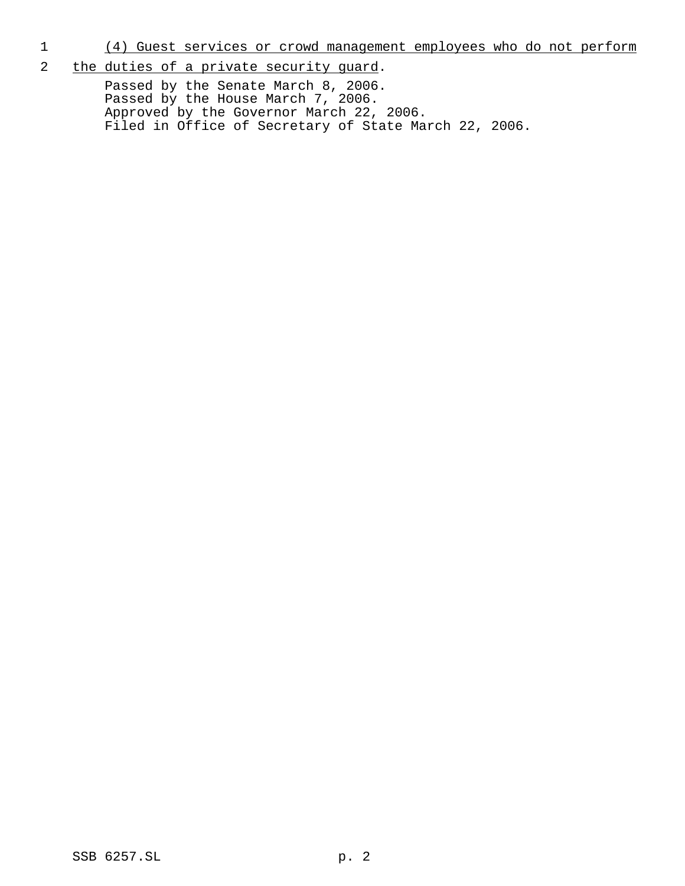(4) Guest services or crowd management employees who do not perform the duties of a private security guard.

Passed by the Senate March 8, 2006.
Passed by the House March 7, 2006.
Approved by the Governor March 22, 2006.
Filed in Office of Secretary of State March 22, 2006.